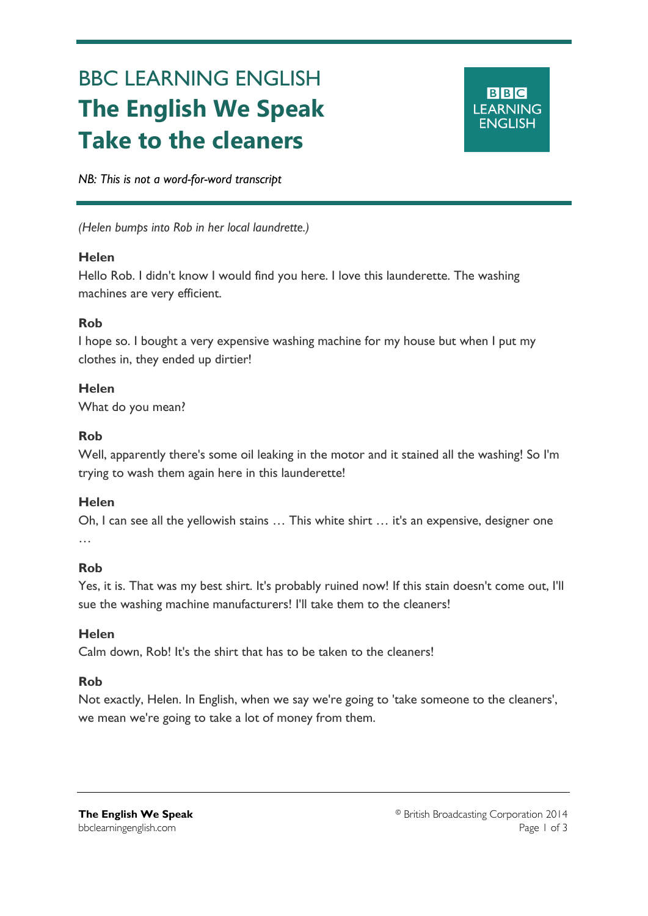# BBC LEARNING ENGLISH
# The English We Speak
# Take to the cleaners

*NB: This is not a word-for-word transcript*

*(Helen bumps into Rob in her local laundrette.)*

**Helen**
Hello Rob. I didn't know I would find you here. I love this launderette. The washing machines are very efficient.

**Rob**
I hope so. I bought a very expensive washing machine for my house but when I put my clothes in, they ended up dirtier!

**Helen**
What do you mean?

**Rob**
Well, apparently there's some oil leaking in the motor and it stained all the washing! So I'm trying to wash them again here in this launderette!

**Helen**
Oh, I can see all the yellowish stains … This white shirt … it's an expensive, designer one …

**Rob**
Yes, it is. That was my best shirt. It's probably ruined now! If this stain doesn't come out, I'll sue the washing machine manufacturers! I'll take them to the cleaners!

**Helen**
Calm down, Rob! It's the shirt that has to be taken to the cleaners!

**Rob**
Not exactly, Helen. In English, when we say we're going to 'take someone to the cleaners', we mean we're going to take a lot of money from them.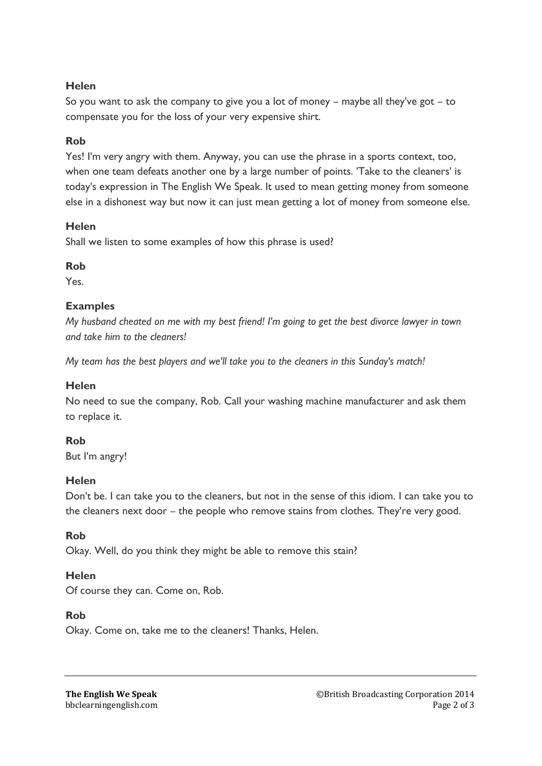**Helen**

So you want to ask the company to give you a lot of money – maybe all they've got – to compensate you for the loss of your very expensive shirt.

**Rob**

Yes! I'm very angry with them. Anyway, you can use the phrase in a sports context, too, when one team defeats another one by a large number of points. 'Take to the cleaners' is today's expression in The English We Speak. It used to mean getting money from someone else in a dishonest way but now it can just mean getting a lot of money from someone else.

**Helen**

Shall we listen to some examples of how this phrase is used?

**Rob**

Yes.

**Examples**

*My husband cheated on me with my best friend! I'm going to get the best divorce lawyer in town and take him to the cleaners!*

*My team has the best players and we'll take you to the cleaners in this Sunday's match!*

**Helen**

No need to sue the company, Rob. Call your washing machine manufacturer and ask them to replace it.

**Rob**

But I'm angry!

**Helen**

Don't be. I can take you to the cleaners, but not in the sense of this idiom. I can take you to the cleaners next door – the people who remove stains from clothes. They're very good.

**Rob**

Okay. Well, do you think they might be able to remove this stain?

**Helen**

Of course they can. Come on, Rob.

**Rob**

Okay. Come on, take me to the cleaners! Thanks, Helen.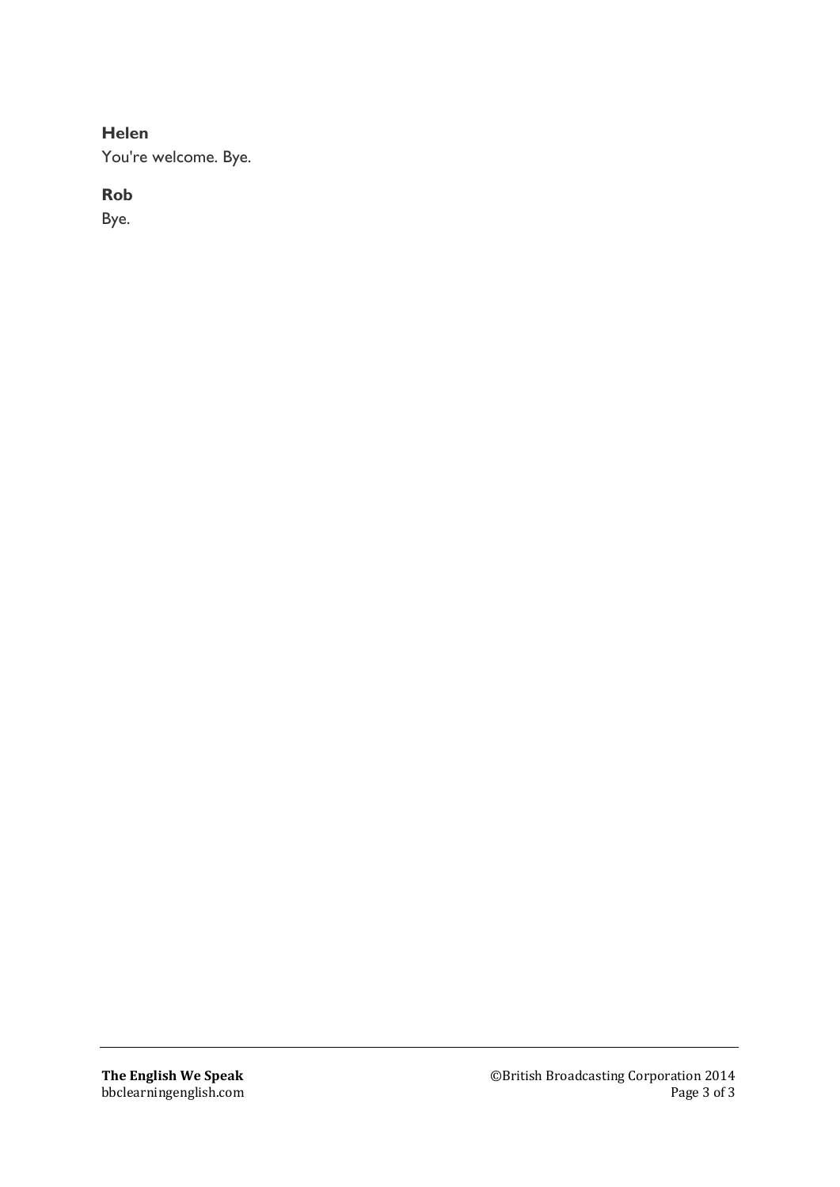**Helen**

You're welcome. Bye.

**Rob**

Bye.